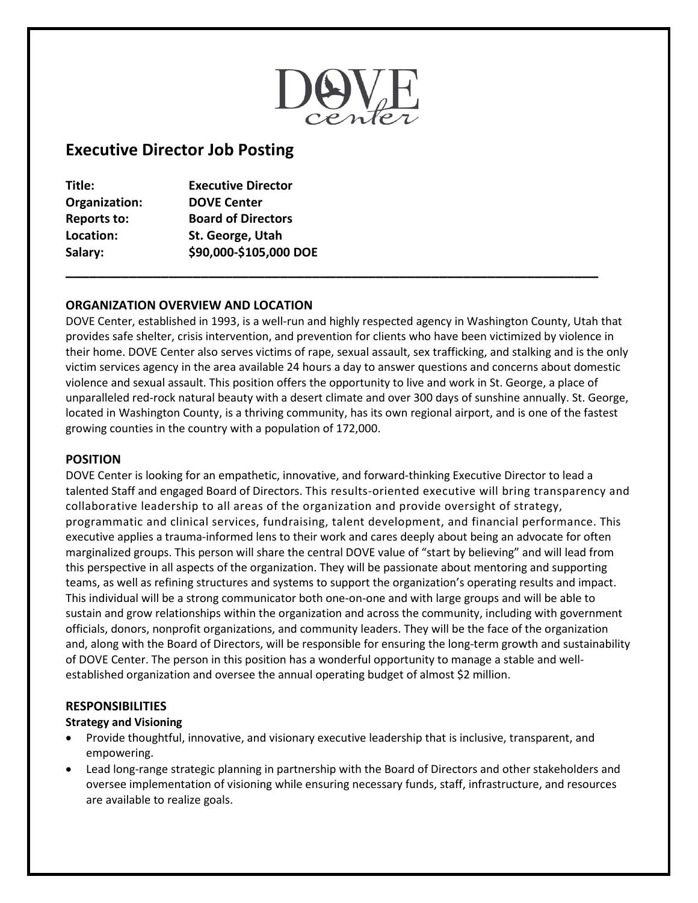# Executive Director Job Posting

**Title:** **Executive Director**
**Organization:** **DOVE Center**
**Reports to:** **Board of Directors**
**Location:** **St. George, Utah**
**Salary:** **$90,000-$105,000 DOE**

---

## ORGANIZATION OVERVIEW AND LOCATION

DOVE Center, established in 1993, is a well-run and highly respected agency in Washington County, Utah that provides safe shelter, crisis intervention, and prevention for clients who have been victimized by violence in their home. DOVE Center also serves victims of rape, sexual assault, sex trafficking, and stalking and is the only victim services agency in the area available 24 hours a day to answer questions and concerns about domestic violence and sexual assault. This position offers the opportunity to live and work in St. George, a place of unparalleled red-rock natural beauty with a desert climate and over 300 days of sunshine annually. St. George, located in Washington County, is a thriving community, has its own regional airport, and is one of the fastest growing counties in the country with a population of 172,000.

## POSITION

DOVE Center is looking for an empathetic, innovative, and forward-thinking Executive Director to lead a talented Staff and engaged Board of Directors. This results-oriented executive will bring transparency and collaborative leadership to all areas of the organization and provide oversight of strategy, programmatic and clinical services, fundraising, talent development, and financial performance. This executive applies a trauma-informed lens to their work and cares deeply about being an advocate for often marginalized groups. This person will share the central DOVE value of "start by believing" and will lead from this perspective in all aspects of the organization. They will be passionate about mentoring and supporting teams, as well as refining structures and systems to support the organization's operating results and impact. This individual will be a strong communicator both one-on-one and with large groups and will be able to sustain and grow relationships within the organization and across the community, including with government officials, donors, nonprofit organizations, and community leaders. They will be the face of the organization and, along with the Board of Directors, will be responsible for ensuring the long-term growth and sustainability of DOVE Center. The person in this position has a wonderful opportunity to manage a stable and well-established organization and oversee the annual operating budget of almost $2 million.

## RESPONSIBILITIES

### Strategy and Visioning

- Provide thoughtful, innovative, and visionary executive leadership that is inclusive, transparent, and empowering.
- Lead long-range strategic planning in partnership with the Board of Directors and other stakeholders and oversee implementation of visioning while ensuring necessary funds, staff, infrastructure, and resources are available to realize goals.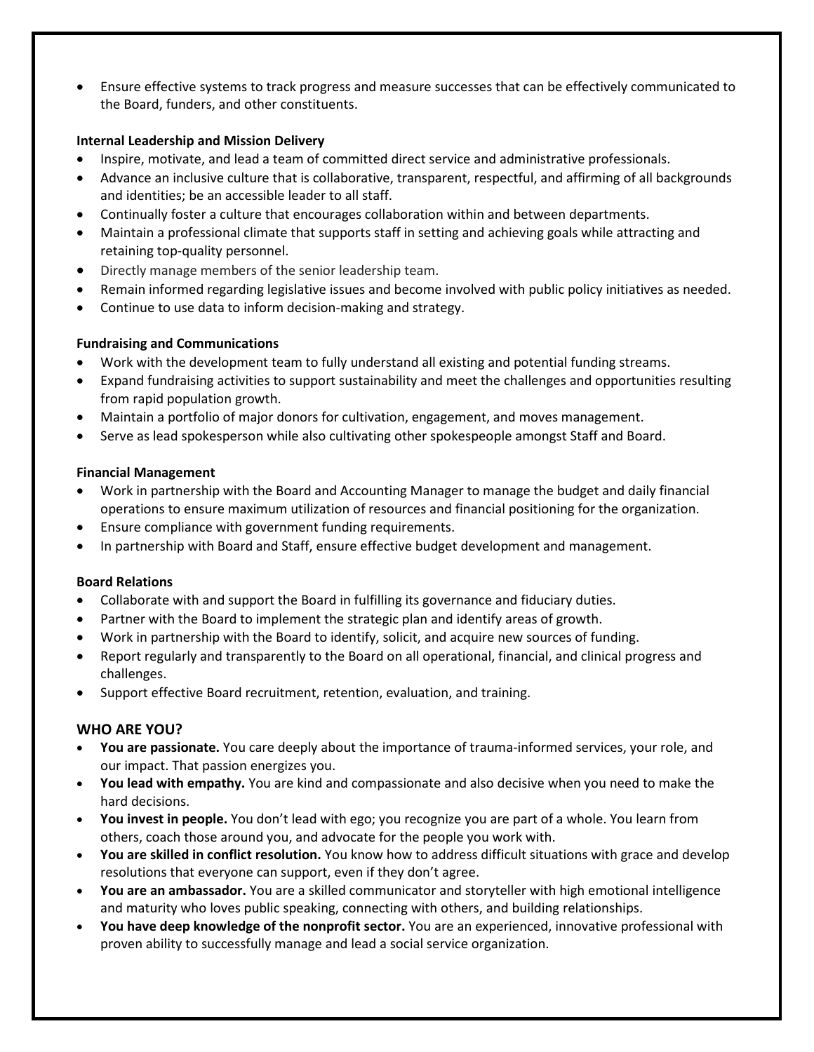- Ensure effective systems to track progress and measure successes that can be effectively communicated to the Board, funders, and other constituents.

**Internal Leadership and Mission Delivery**

- Inspire, motivate, and lead a team of committed direct service and administrative professionals.
- Advance an inclusive culture that is collaborative, transparent, respectful, and affirming of all backgrounds and identities; be an accessible leader to all staff.
- Continually foster a culture that encourages collaboration within and between departments.
- Maintain a professional climate that supports staff in setting and achieving goals while attracting and retaining top-quality personnel.
- Directly manage members of the senior leadership team.
- Remain informed regarding legislative issues and become involved with public policy initiatives as needed.
- Continue to use data to inform decision-making and strategy.

**Fundraising and Communications**

- Work with the development team to fully understand all existing and potential funding streams.
- Expand fundraising activities to support sustainability and meet the challenges and opportunities resulting from rapid population growth.
- Maintain a portfolio of major donors for cultivation, engagement, and moves management.
- Serve as lead spokesperson while also cultivating other spokespeople amongst Staff and Board.

**Financial Management**

- Work in partnership with the Board and Accounting Manager to manage the budget and daily financial operations to ensure maximum utilization of resources and financial positioning for the organization.
- Ensure compliance with government funding requirements.
- In partnership with Board and Staff, ensure effective budget development and management.

**Board Relations**

- Collaborate with and support the Board in fulfilling its governance and fiduciary duties.
- Partner with the Board to implement the strategic plan and identify areas of growth.
- Work in partnership with the Board to identify, solicit, and acquire new sources of funding.
- Report regularly and transparently to the Board on all operational, financial, and clinical progress and challenges.
- Support effective Board recruitment, retention, evaluation, and training.

## WHO ARE YOU?

- **You are passionate.** You care deeply about the importance of trauma-informed services, your role, and our impact. That passion energizes you.
- **You lead with empathy.** You are kind and compassionate and also decisive when you need to make the hard decisions.
- **You invest in people.** You don't lead with ego; you recognize you are part of a whole. You learn from others, coach those around you, and advocate for the people you work with.
- **You are skilled in conflict resolution.** You know how to address difficult situations with grace and develop resolutions that everyone can support, even if they don't agree.
- **You are an ambassador.** You are a skilled communicator and storyteller with high emotional intelligence and maturity who loves public speaking, connecting with others, and building relationships.
- **You have deep knowledge of the nonprofit sector.** You are an experienced, innovative professional with proven ability to successfully manage and lead a social service organization.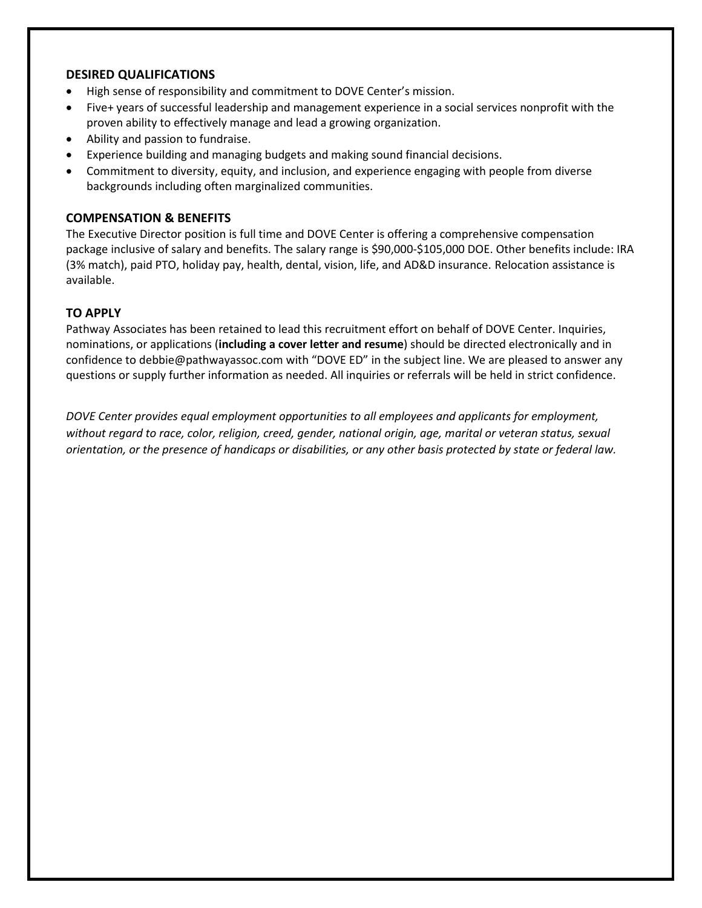## DESIRED QUALIFICATIONS

- High sense of responsibility and commitment to DOVE Center's mission.
- Five+ years of successful leadership and management experience in a social services nonprofit with the proven ability to effectively manage and lead a growing organization.
- Ability and passion to fundraise.
- Experience building and managing budgets and making sound financial decisions.
- Commitment to diversity, equity, and inclusion, and experience engaging with people from diverse backgrounds including often marginalized communities.

## COMPENSATION & BENEFITS

The Executive Director position is full time and DOVE Center is offering a comprehensive compensation package inclusive of salary and benefits. The salary range is $90,000-$105,000 DOE. Other benefits include: IRA (3% match), paid PTO, holiday pay, health, dental, vision, life, and AD&D insurance. Relocation assistance is available.

## TO APPLY

Pathway Associates has been retained to lead this recruitment effort on behalf of DOVE Center. Inquiries, nominations, or applications (**including a cover letter and resume**) should be directed electronically and in confidence to debbie@pathwayassoc.com with "DOVE ED" in the subject line. We are pleased to answer any questions or supply further information as needed. All inquiries or referrals will be held in strict confidence.

*DOVE Center provides equal employment opportunities to all employees and applicants for employment, without regard to race, color, religion, creed, gender, national origin, age, marital or veteran status, sexual orientation, or the presence of handicaps or disabilities, or any other basis protected by state or federal law.*